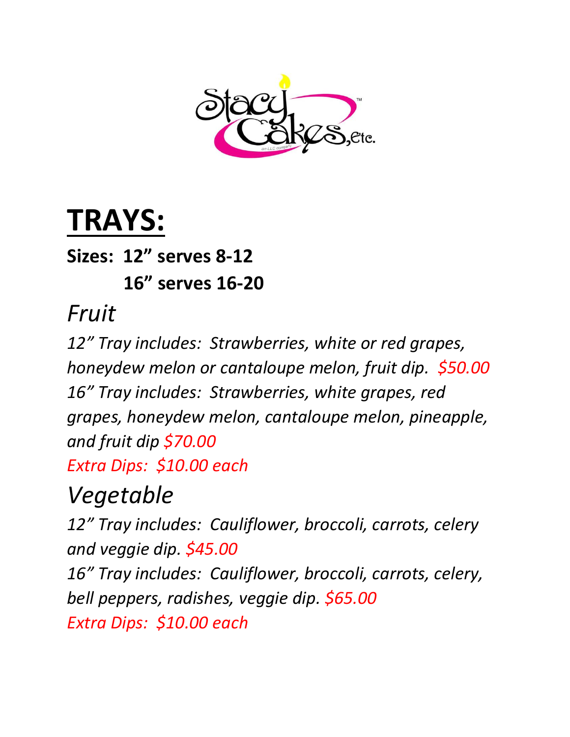# TRAYS:

**Sizes: 12" serves 8-12**
**16" serves 16-20**

## *Fruit*

*12" Tray includes: Strawberries, white or red grapes, honeydew melon or cantaloupe melon, fruit dip. $50.00*
*16" Tray includes: Strawberries, white grapes, red grapes, honeydew melon, cantaloupe melon, pineapple, and fruit dip $70.00*
*Extra Dips: $10.00 each*

## *Vegetable*

*12" Tray includes: Cauliflower, broccoli, carrots, celery and veggie dip. $45.00*
*16" Tray includes: Cauliflower, broccoli, carrots, celery, bell peppers, radishes, veggie dip. $65.00*
*Extra Dips: $10.00 each*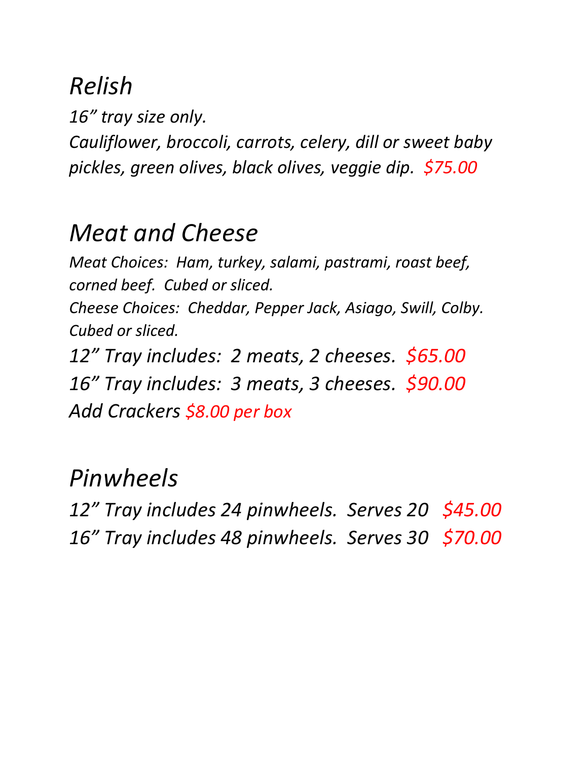# *Relish*

*16" tray size only.*

*Cauliflower, broccoli, carrots, celery, dill or sweet baby pickles, green olives, black olives, veggie dip. $75.00*

# *Meat and Cheese*

*Meat Choices: Ham, turkey, salami, pastrami, roast beef, corned beef. Cubed or sliced.*

*Cheese Choices: Cheddar, Pepper Jack, Asiago, Swill, Colby. Cubed or sliced.*

*12" Tray includes: 2 meats, 2 cheeses. $65.00*

*16" Tray includes: 3 meats, 3 cheeses. $90.00*

*Add Crackers $8.00 per box*

# *Pinwheels*

*12" Tray includes 24 pinwheels. Serves 20 $45.00*

*16" Tray includes 48 pinwheels. Serves 30 $70.00*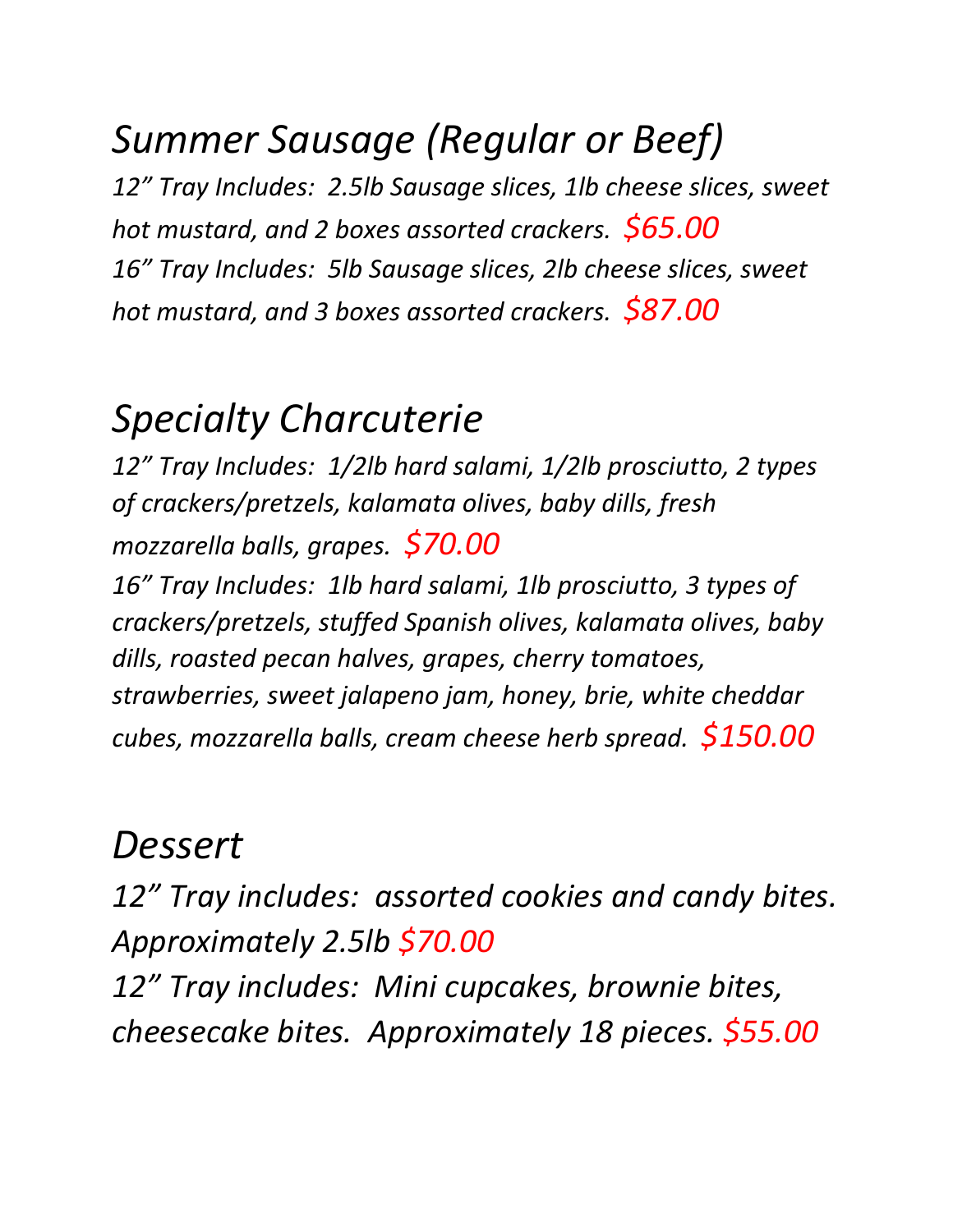## *Summer Sausage (Regular or Beef)*

*12" Tray Includes: 2.5lb Sausage slices, 1lb cheese slices, sweet hot mustard, and 2 boxes assorted crackers. $65.00*

*16" Tray Includes: 5lb Sausage slices, 2lb cheese slices, sweet hot mustard, and 3 boxes assorted crackers. $87.00*

## *Specialty Charcuterie*

*12" Tray Includes: 1/2lb hard salami, 1/2lb prosciutto, 2 types of crackers/pretzels, kalamata olives, baby dills, fresh mozzarella balls, grapes. $70.00*

*16" Tray Includes: 1lb hard salami, 1lb prosciutto, 3 types of crackers/pretzels, stuffed Spanish olives, kalamata olives, baby dills, roasted pecan halves, grapes, cherry tomatoes, strawberries, sweet jalapeno jam, honey, brie, white cheddar cubes, mozzarella balls, cream cheese herb spread. $150.00*

## *Dessert*

*12" Tray includes: assorted cookies and candy bites. Approximately 2.5lb $70.00*

*12" Tray includes: Mini cupcakes, brownie bites, cheesecake bites. Approximately 18 pieces. $55.00*